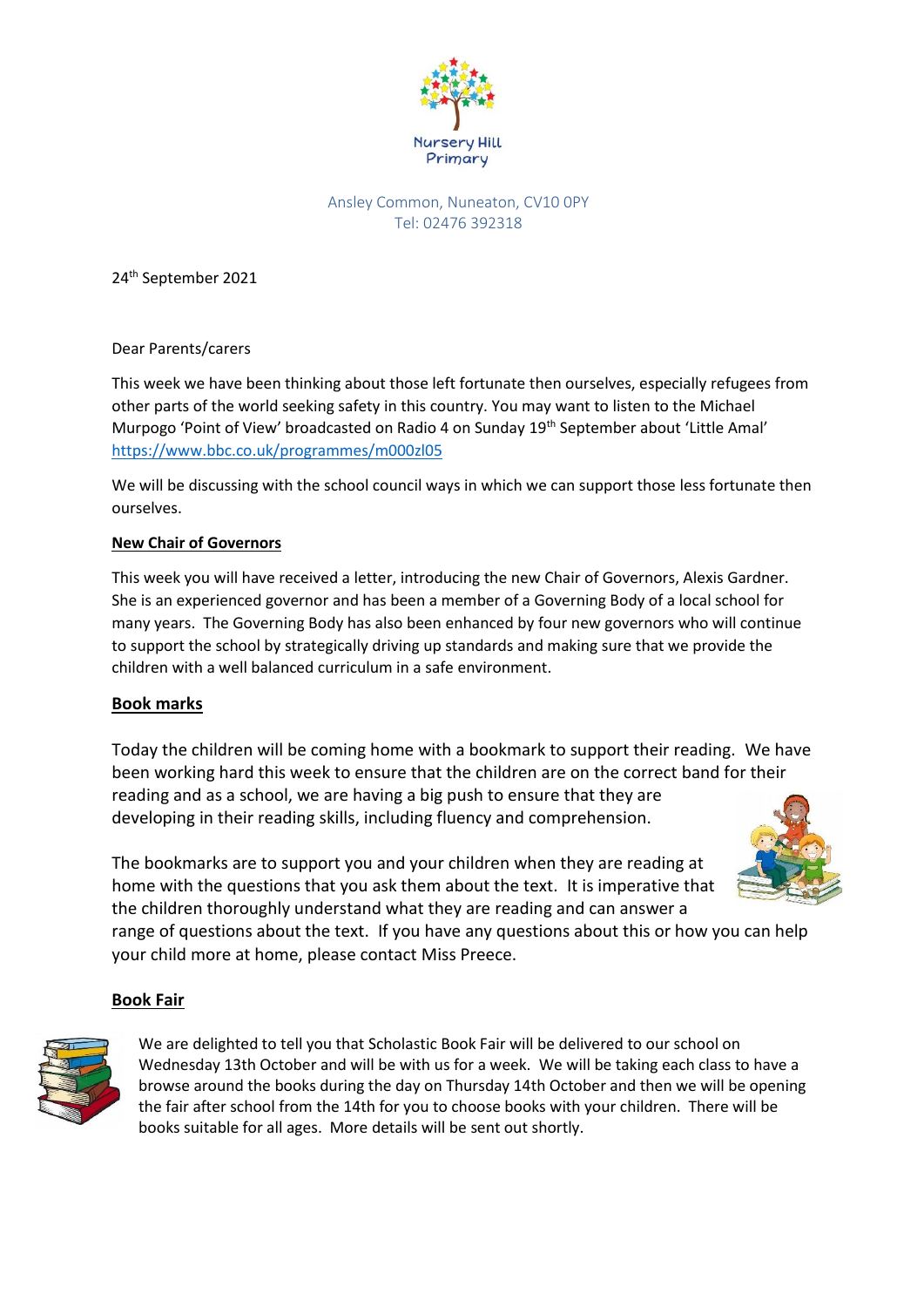Nursery Hill Primary

Ansley Common, Nuneaton, CV10 0PY
Tel: 02476 392318

24th September 2021

Dear Parents/carers

This week we have been thinking about those left fortunate then ourselves, especially refugees from other parts of the world seeking safety in this country. You may want to listen to the Michael Murpogo 'Point of View' broadcasted on Radio 4 on Sunday 19th September about 'Little Amal' https://www.bbc.co.uk/programmes/m000zl05

We will be discussing with the school council ways in which we can support those less fortunate then ourselves.

**New Chair of Governors**

This week you will have received a letter, introducing the new Chair of Governors, Alexis Gardner. She is an experienced governor and has been a member of a Governing Body of a local school for many years. The Governing Body has also been enhanced by four new governors who will continue to support the school by strategically driving up standards and making sure that we provide the children with a well balanced curriculum in a safe environment.

**Book marks**

Today the children will be coming home with a bookmark to support their reading. We have been working hard this week to ensure that the children are on the correct band for their reading and as a school, we are having a big push to ensure that they are developing in their reading skills, including fluency and comprehension.

The bookmarks are to support you and your children when they are reading at home with the questions that you ask them about the text. It is imperative that the children thoroughly understand what they are reading and can answer a range of questions about the text. If you have any questions about this or how you can help your child more at home, please contact Miss Preece.

**Book Fair**

We are delighted to tell you that Scholastic Book Fair will be delivered to our school on Wednesday 13th October and will be with us for a week. We will be taking each class to have a browse around the books during the day on Thursday 14th October and then we will be opening the fair after school from the 14th for you to choose books with your children. There will be books suitable for all ages. More details will be sent out shortly.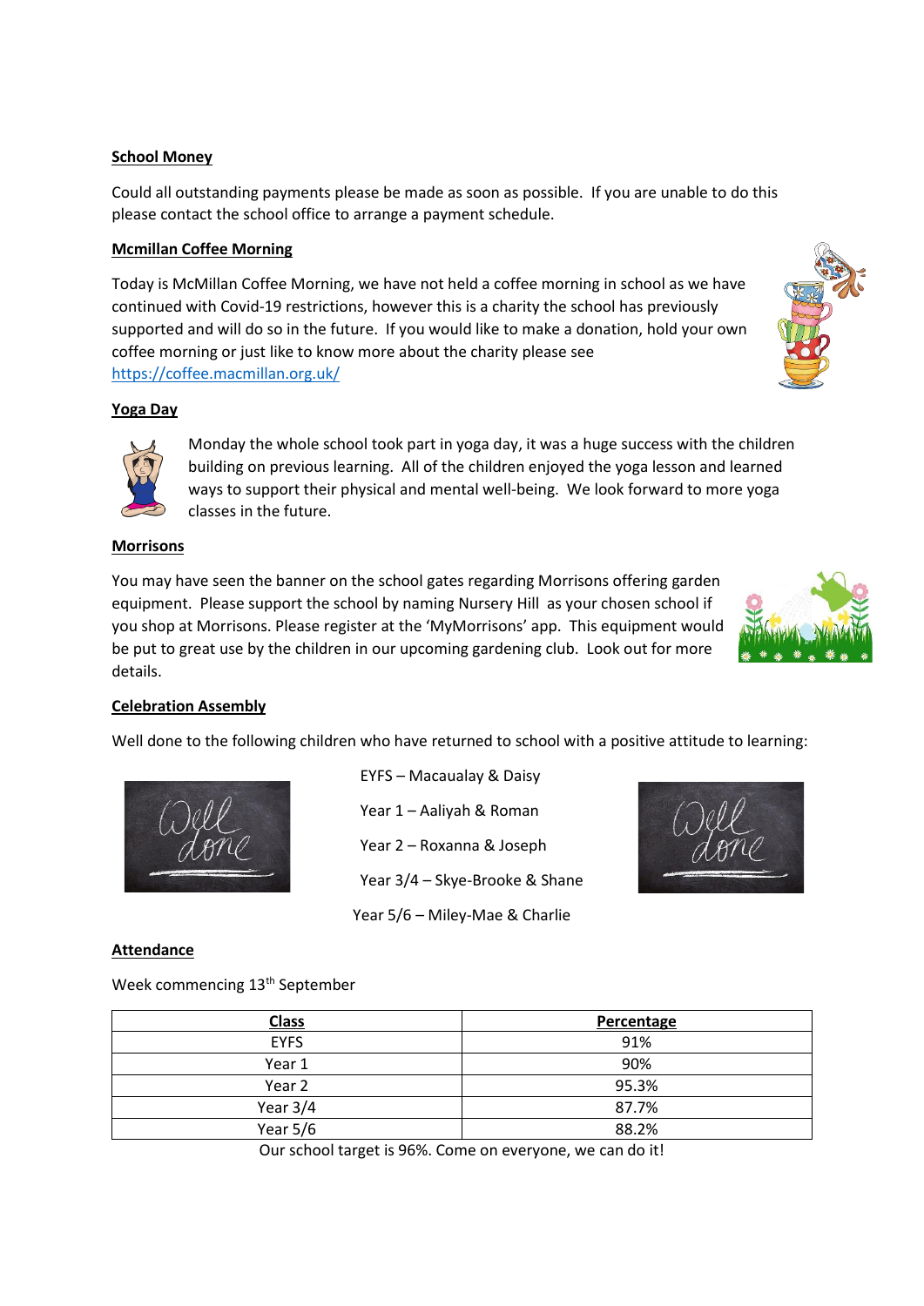## School Money

Could all outstanding payments please be made as soon as possible. If you are unable to do this please contact the school office to arrange a payment schedule.

## Mcmillan Coffee Morning

Today is McMillan Coffee Morning, we have not held a coffee morning in school as we have continued with Covid-19 restrictions, however this is a charity the school has previously supported and will do so in the future. If you would like to make a donation, hold your own coffee morning or just like to know more about the charity please see https://coffee.macmillan.org.uk/

## Yoga Day

Monday the whole school took part in yoga day, it was a huge success with the children building on previous learning. All of the children enjoyed the yoga lesson and learned ways to support their physical and mental well-being. We look forward to more yoga classes in the future.

## Morrisons

You may have seen the banner on the school gates regarding Morrisons offering garden equipment. Please support the school by naming Nursery Hill as your chosen school if you shop at Morrisons. Please register at the 'MyMorrisons' app. This equipment would be put to great use by the children in our upcoming gardening club. Look out for more details.

## Celebration Assembly

Well done to the following children who have returned to school with a positive attitude to learning:

EYFS – Macaualay & Daisy

Year 1 – Aaliyah & Roman

Year 2 – Roxanna & Joseph

Year 3/4 – Skye-Brooke & Shane

Year 5/6 – Miley-Mae & Charlie

## Attendance

Week commencing 13th September

| Class | Percentage |
|---|---|
| EYFS | 91% |
| Year 1 | 90% |
| Year 2 | 95.3% |
| Year 3/4 | 87.7% |
| Year 5/6 | 88.2% |

Our school target is 96%. Come on everyone, we can do it!